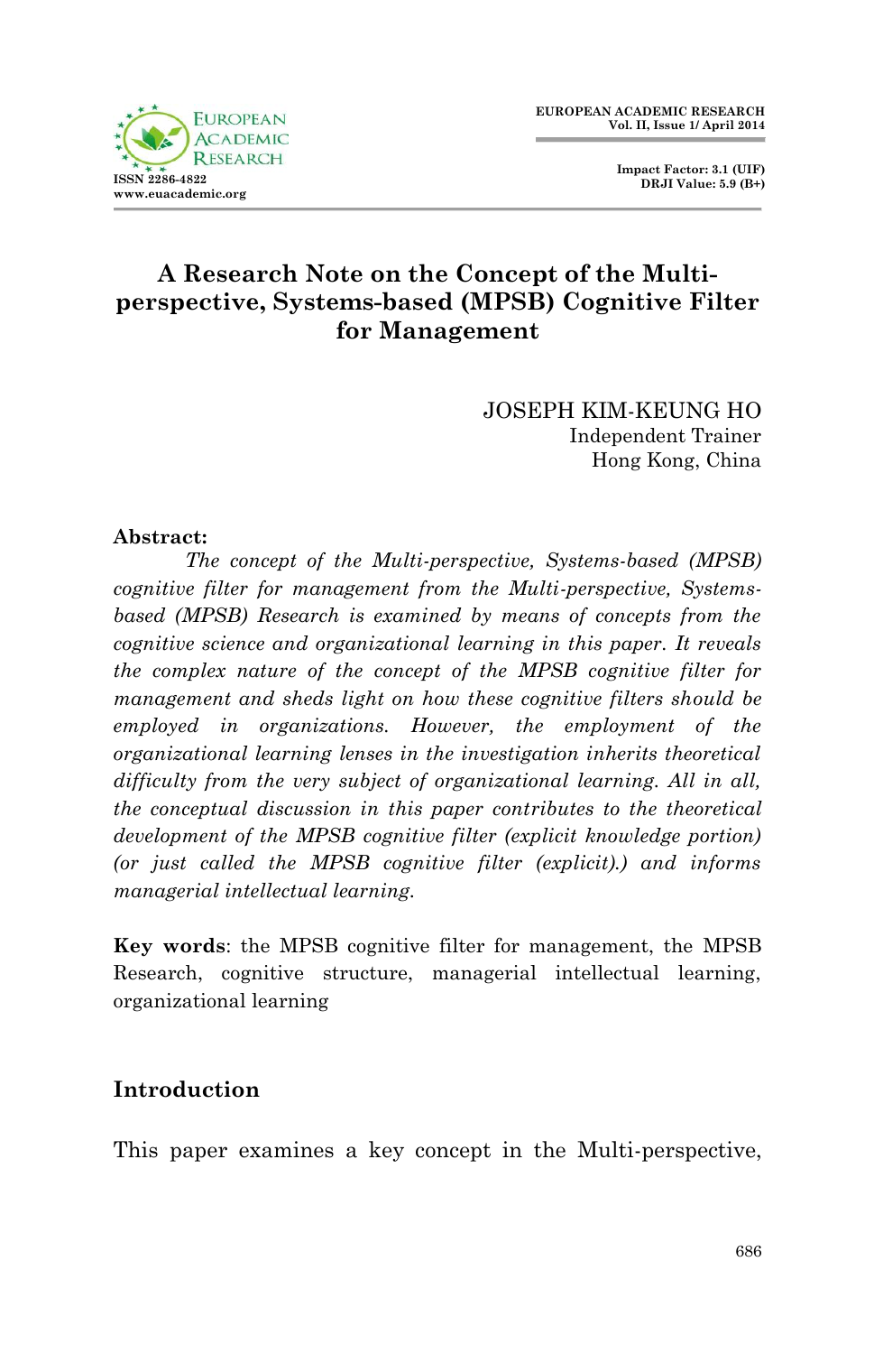# A Research Note on the Concept of the Multi-perspective, Systems-based (MPSB) Cognitive Filter for Management

JOSEPH KIM-KEUNG HO
Independent Trainer
Hong Kong, China

**Abstract:**

*The concept of the Multi-perspective, Systems-based (MPSB) cognitive filter for management from the Multi-perspective, Systems-based (MPSB) Research is examined by means of concepts from the cognitive science and organizational learning in this paper. It reveals the complex nature of the concept of the MPSB cognitive filter for management and sheds light on how these cognitive filters should be employed in organizations. However, the employment of the organizational learning lenses in the investigation inherits theoretical difficulty from the very subject of organizational learning. All in all, the conceptual discussion in this paper contributes to the theoretical development of the MPSB cognitive filter (explicit knowledge portion) (or just called the MPSB cognitive filter (explicit).) and informs managerial intellectual learning.*

**Key words**: the MPSB cognitive filter for management, the MPSB Research, cognitive structure, managerial intellectual learning, organizational learning

## Introduction

This paper examines a key concept in the Multi-perspective,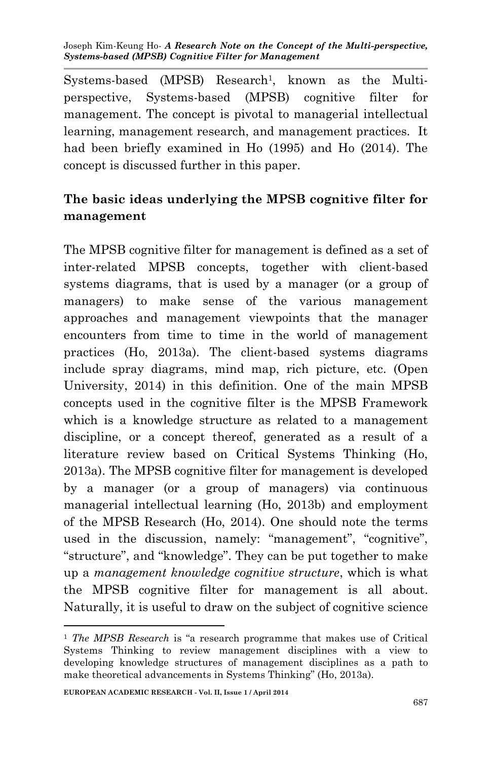Systems-based (MPSB) Research[1], known as the Multi-perspective, Systems-based (MPSB) cognitive filter for management. The concept is pivotal to managerial intellectual learning, management research, and management practices. It had been briefly examined in Ho (1995) and Ho (2014). The concept is discussed further in this paper.

## The basic ideas underlying the MPSB cognitive filter for management

The MPSB cognitive filter for management is defined as a set of inter-related MPSB concepts, together with client-based systems diagrams, that is used by a manager (or a group of managers) to make sense of the various management approaches and management viewpoints that the manager encounters from time to time in the world of management practices (Ho, 2013a). The client-based systems diagrams include spray diagrams, mind map, rich picture, etc. (Open University, 2014) in this definition. One of the main MPSB concepts used in the cognitive filter is the MPSB Framework which is a knowledge structure as related to a management discipline, or a concept thereof, generated as a result of a literature review based on Critical Systems Thinking (Ho, 2013a). The MPSB cognitive filter for management is developed by a manager (or a group of managers) via continuous managerial intellectual learning (Ho, 2013b) and employment of the MPSB Research (Ho, 2014). One should note the terms used in the discussion, namely: "management", "cognitive", "structure", and "knowledge". They can be put together to make up a *management knowledge cognitive structure*, which is what the MPSB cognitive filter for management is all about. Naturally, it is useful to draw on the subject of cognitive science

---

[1] *The MPSB Research* is "a research programme that makes use of Critical Systems Thinking to review management disciplines with a view to developing knowledge structures of management disciplines as a path to make theoretical advancements in Systems Thinking" (Ho, 2013a).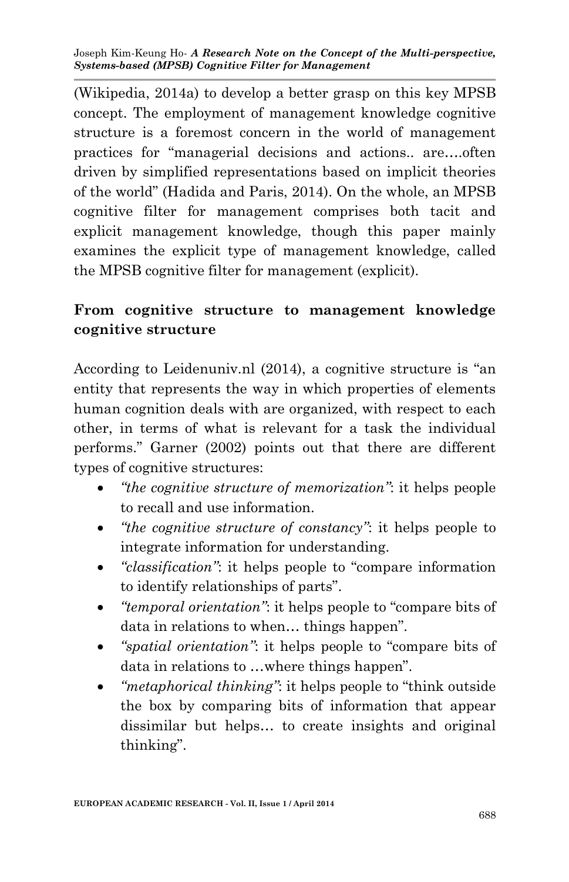(Wikipedia, 2014a) to develop a better grasp on this key MPSB concept. The employment of management knowledge cognitive structure is a foremost concern in the world of management practices for "managerial decisions and actions.. are….often driven by simplified representations based on implicit theories of the world" (Hadida and Paris, 2014). On the whole, an MPSB cognitive filter for management comprises both tacit and explicit management knowledge, though this paper mainly examines the explicit type of management knowledge, called the MPSB cognitive filter for management (explicit).

## From cognitive structure to management knowledge cognitive structure

According to Leidenuniv.nl (2014), a cognitive structure is "an entity that represents the way in which properties of elements human cognition deals with are organized, with respect to each other, in terms of what is relevant for a task the individual performs." Garner (2002) points out that there are different types of cognitive structures:

- *"the cognitive structure of memorization"*: it helps people to recall and use information.
- *"the cognitive structure of constancy"*: it helps people to integrate information for understanding.
- *"classification"*: it helps people to "compare information to identify relationships of parts".
- *"temporal orientation"*: it helps people to "compare bits of data in relations to when… things happen".
- *"spatial orientation"*: it helps people to "compare bits of data in relations to …where things happen".
- *"metaphorical thinking"*: it helps people to "think outside the box by comparing bits of information that appear dissimilar but helps… to create insights and original thinking".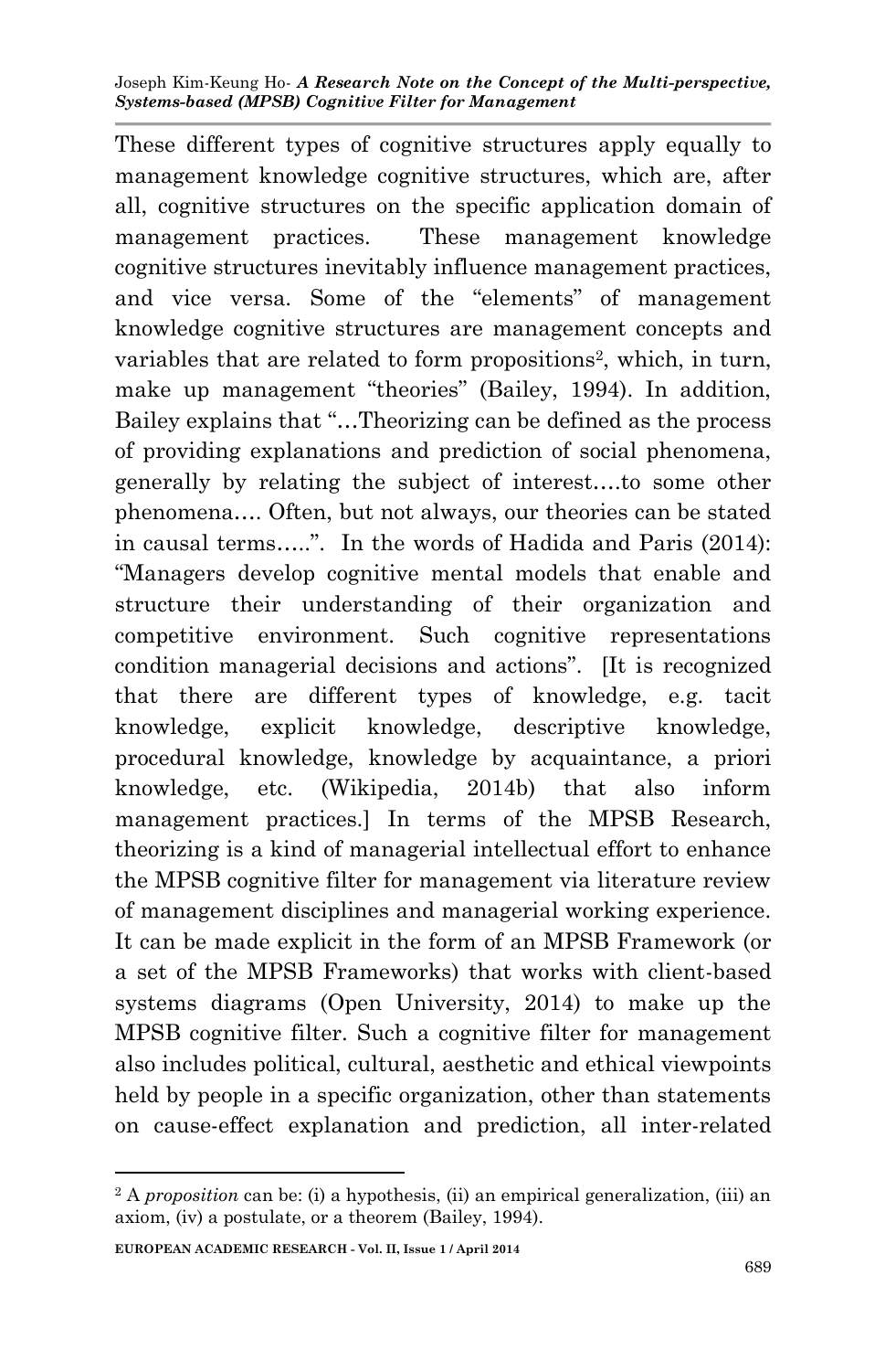These different types of cognitive structures apply equally to management knowledge cognitive structures, which are, after all, cognitive structures on the specific application domain of management practices. These management knowledge cognitive structures inevitably influence management practices, and vice versa. Some of the "elements" of management knowledge cognitive structures are management concepts and variables that are related to form propositions[2], which, in turn, make up management "theories" (Bailey, 1994). In addition, Bailey explains that "…Theorizing can be defined as the process of providing explanations and prediction of social phenomena, generally by relating the subject of interest….to some other phenomena…. Often, but not always, our theories can be stated in causal terms…..". In the words of Hadida and Paris (2014): "Managers develop cognitive mental models that enable and structure their understanding of their organization and competitive environment. Such cognitive representations condition managerial decisions and actions". [It is recognized that there are different types of knowledge, e.g. tacit knowledge, explicit knowledge, descriptive knowledge, procedural knowledge, knowledge by acquaintance, a priori knowledge, etc. (Wikipedia, 2014b) that also inform management practices.] In terms of the MPSB Research, theorizing is a kind of managerial intellectual effort to enhance the MPSB cognitive filter for management via literature review of management disciplines and managerial working experience. It can be made explicit in the form of an MPSB Framework (or a set of the MPSB Frameworks) that works with client-based systems diagrams (Open University, 2014) to make up the MPSB cognitive filter. Such a cognitive filter for management also includes political, cultural, aesthetic and ethical viewpoints held by people in a specific organization, other than statements on cause-effect explanation and prediction, all inter-related

[2] A *proposition* can be: (i) a hypothesis, (ii) an empirical generalization, (iii) an axiom, (iv) a postulate, or a theorem (Bailey, 1994).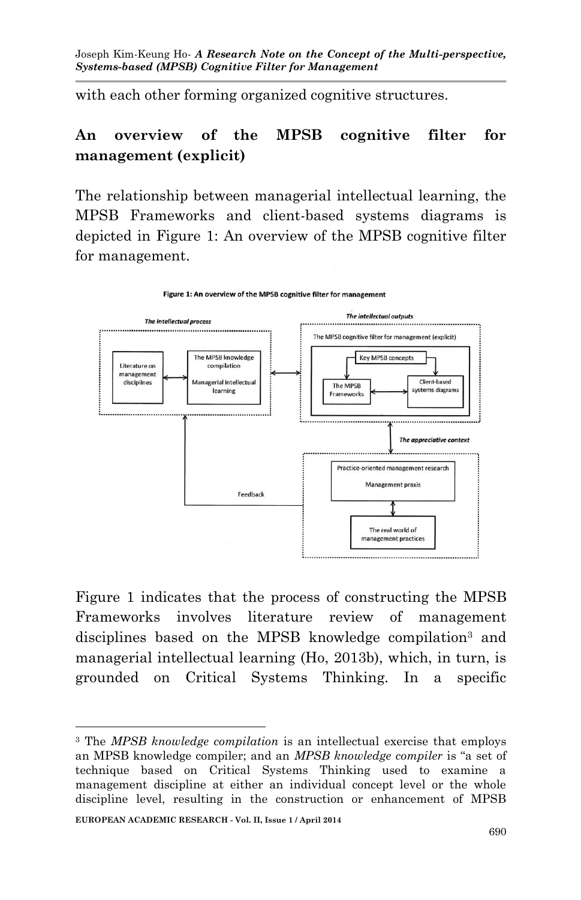with each other forming organized cognitive structures.

## An overview of the MPSB cognitive filter for management (explicit)

The relationship between managerial intellectual learning, the MPSB Frameworks and client-based systems diagrams is depicted in Figure 1: An overview of the MPSB cognitive filter for management.

**Figure 1: An overview of the MPSB cognitive filter for management**

*The intellectual process*: Literature on management disciplines ↔ The MPSB knowledge compilation / Managerial intellectual learning

*The intellectual outputs*: The MPSB cognitive filter for management (explicit): Key MPSB concepts; The MPSB Frameworks ↔ Client-based systems diagrams

*The appreciative context*: Practice-oriented management research / Management praxis ↔ The real world of management practices

Feedback

Figure 1 indicates that the process of constructing the MPSB Frameworks involves literature review of management disciplines based on the MPSB knowledge compilation[3] and managerial intellectual learning (Ho, 2013b), which, in turn, is grounded on Critical Systems Thinking. In a specific

---

[3] The *MPSB knowledge compilation* is an intellectual exercise that employs an MPSB knowledge compiler; and an *MPSB knowledge compiler* is "a set of technique based on Critical Systems Thinking used to examine a management discipline at either an individual concept level or the whole discipline level, resulting in the construction or enhancement of MPSB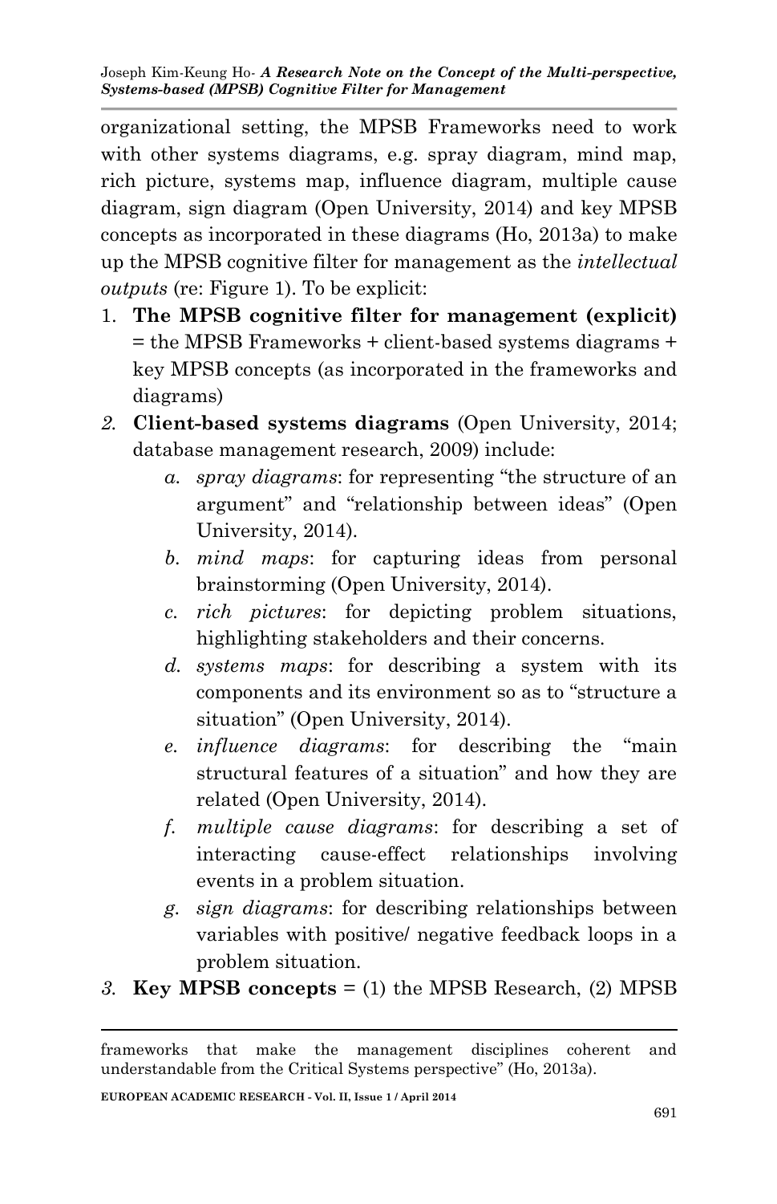organizational setting, the MPSB Frameworks need to work with other systems diagrams, e.g. spray diagram, mind map, rich picture, systems map, influence diagram, multiple cause diagram, sign diagram (Open University, 2014) and key MPSB concepts as incorporated in these diagrams (Ho, 2013a) to make up the MPSB cognitive filter for management as the *intellectual outputs* (re: Figure 1). To be explicit:

1. **The MPSB cognitive filter for management (explicit)** = the MPSB Frameworks + client-based systems diagrams + key MPSB concepts (as incorporated in the frameworks and diagrams)
2. **Client-based systems diagrams** (Open University, 2014; database management research, 2009) include:
   a. *spray diagrams*: for representing "the structure of an argument" and "relationship between ideas" (Open University, 2014).
   b. *mind maps*: for capturing ideas from personal brainstorming (Open University, 2014).
   c. *rich pictures*: for depicting problem situations, highlighting stakeholders and their concerns.
   d. *systems maps*: for describing a system with its components and its environment so as to "structure a situation" (Open University, 2014).
   e. *influence diagrams*: for describing the "main structural features of a situation" and how they are related (Open University, 2014).
   f. *multiple cause diagrams*: for describing a set of interacting cause-effect relationships involving events in a problem situation.
   g. *sign diagrams*: for describing relationships between variables with positive/ negative feedback loops in a problem situation.
3. **Key MPSB concepts** = (1) the MPSB Research, (2) MPSB

frameworks that make the management disciplines coherent and understandable from the Critical Systems perspective" (Ho, 2013a).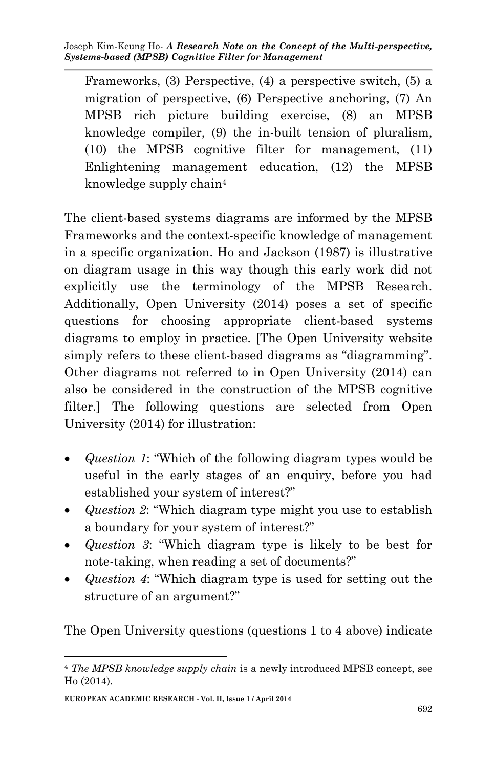Frameworks, (3) Perspective, (4) a perspective switch, (5) a migration of perspective, (6) Perspective anchoring, (7) An MPSB rich picture building exercise, (8) an MPSB knowledge compiler, (9) the in-built tension of pluralism, (10) the MPSB cognitive filter for management, (11) Enlightening management education, (12) the MPSB knowledge supply chain[4]

The client-based systems diagrams are informed by the MPSB Frameworks and the context-specific knowledge of management in a specific organization. Ho and Jackson (1987) is illustrative on diagram usage in this way though this early work did not explicitly use the terminology of the MPSB Research. Additionally, Open University (2014) poses a set of specific questions for choosing appropriate client-based systems diagrams to employ in practice. [The Open University website simply refers to these client-based diagrams as "diagramming". Other diagrams not referred to in Open University (2014) can also be considered in the construction of the MPSB cognitive filter.] The following questions are selected from Open University (2014) for illustration:

- *Question 1*: "Which of the following diagram types would be useful in the early stages of an enquiry, before you had established your system of interest?"
- *Question 2*: "Which diagram type might you use to establish a boundary for your system of interest?"
- *Question 3*: "Which diagram type is likely to be best for note-taking, when reading a set of documents?"
- *Question 4*: "Which diagram type is used for setting out the structure of an argument?"

The Open University questions (questions 1 to 4 above) indicate

---

[4] *The MPSB knowledge supply chain* is a newly introduced MPSB concept, see Ho (2014).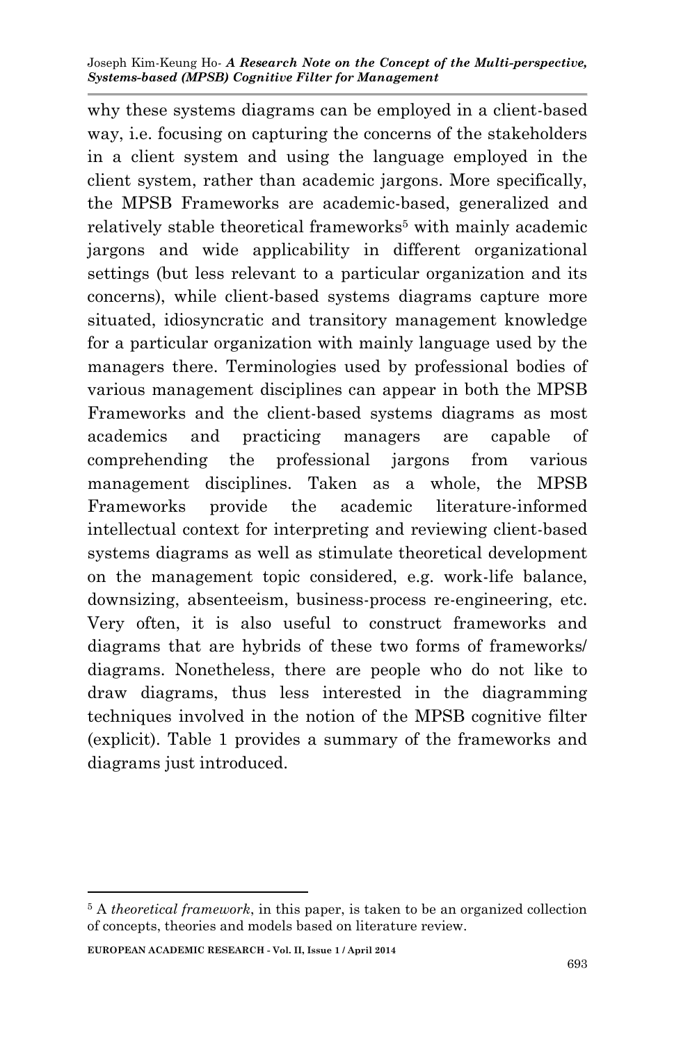why these systems diagrams can be employed in a client-based way, i.e. focusing on capturing the concerns of the stakeholders in a client system and using the language employed in the client system, rather than academic jargons. More specifically, the MPSB Frameworks are academic-based, generalized and relatively stable theoretical frameworks[5] with mainly academic jargons and wide applicability in different organizational settings (but less relevant to a particular organization and its concerns), while client-based systems diagrams capture more situated, idiosyncratic and transitory management knowledge for a particular organization with mainly language used by the managers there. Terminologies used by professional bodies of various management disciplines can appear in both the MPSB Frameworks and the client-based systems diagrams as most academics and practicing managers are capable of comprehending the professional jargons from various management disciplines. Taken as a whole, the MPSB Frameworks provide the academic literature-informed intellectual context for interpreting and reviewing client-based systems diagrams as well as stimulate theoretical development on the management topic considered, e.g. work-life balance, downsizing, absenteeism, business-process re-engineering, etc. Very often, it is also useful to construct frameworks and diagrams that are hybrids of these two forms of frameworks/ diagrams. Nonetheless, there are people who do not like to draw diagrams, thus less interested in the diagramming techniques involved in the notion of the MPSB cognitive filter (explicit). Table 1 provides a summary of the frameworks and diagrams just introduced.

---

[5] A *theoretical framework*, in this paper, is taken to be an organized collection of concepts, theories and models based on literature review.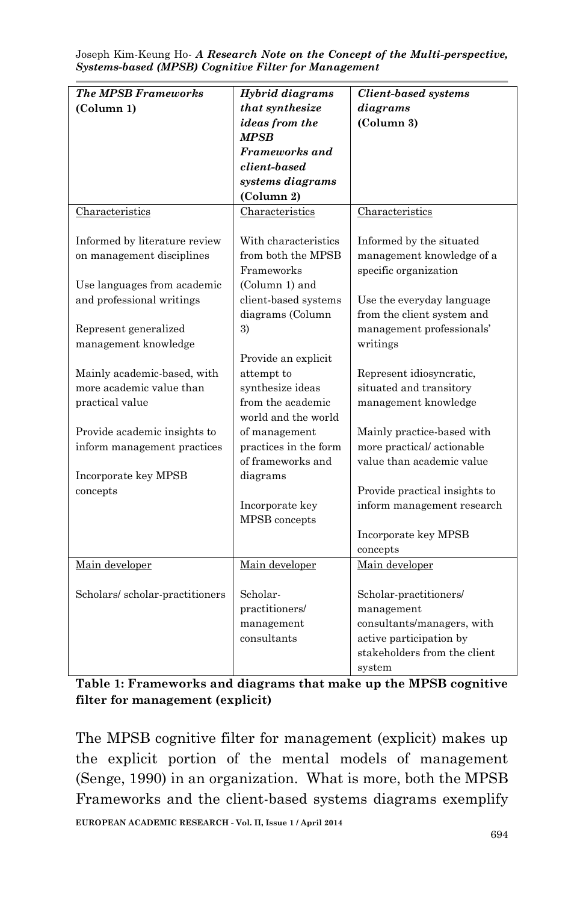| ***The MPSB Frameworks* (Column 1)** | ***Hybrid diagrams that synthesize ideas from the MPSB Frameworks and client-based systems diagrams* (Column 2)** | ***Client-based systems diagrams* (Column 3)** |
|---|---|---|
| <u>Characteristics</u><br><br>Informed by literature review on management disciplines<br><br>Use languages from academic and professional writings<br><br>Represent generalized management knowledge<br><br>Mainly academic-based, with more academic value than practical value<br><br>Provide academic insights to inform management practices<br><br>Incorporate key MPSB concepts | <u>Characteristics</u><br><br>With characteristics from both the MPSB Frameworks (Column 1) and client-based systems diagrams (Column 3)<br><br>Provide an explicit attempt to synthesize ideas from the academic world and the world of management practices in the form of frameworks and diagrams<br><br>Incorporate key MPSB concepts | <u>Characteristics</u><br><br>Informed by the situated management knowledge of a specific organization<br><br>Use the everyday language from the client system and management professionals' writings<br><br>Represent idiosyncratic, situated and transitory management knowledge<br><br>Mainly practice-based with more practical/ actionable value than academic value<br><br>Provide practical insights to inform management research<br><br>Incorporate key MPSB concepts |
| <u>Main developer</u><br><br>Scholars/ scholar-practitioners | <u>Main developer</u><br><br>Scholar-practitioners/ management consultants | <u>Main developer</u><br><br>Scholar-practitioners/ management consultants/managers, with active participation by stakeholders from the client system |

**Table 1: Frameworks and diagrams that make up the MPSB cognitive filter for management (explicit)**

The MPSB cognitive filter for management (explicit) makes up the explicit portion of the mental models of management (Senge, 1990) in an organization. What is more, both the MPSB Frameworks and the client-based systems diagrams exemplify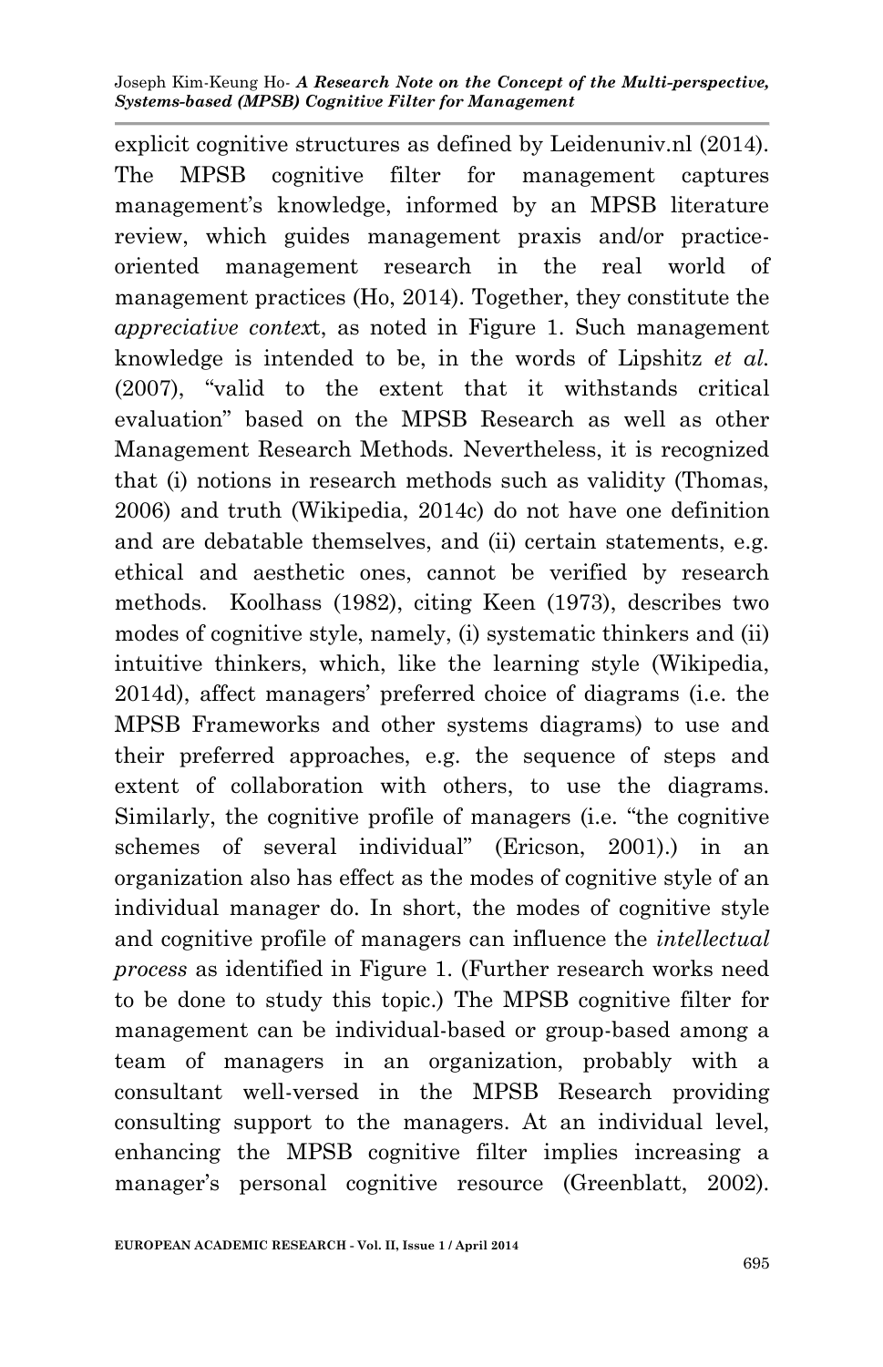explicit cognitive structures as defined by Leidenuniv.nl (2014). The MPSB cognitive filter for management captures management's knowledge, informed by an MPSB literature review, which guides management praxis and/or practice-oriented management research in the real world of management practices (Ho, 2014). Together, they constitute the *appreciative context*, as noted in Figure 1. Such management knowledge is intended to be, in the words of Lipshitz *et al.* (2007), "valid to the extent that it withstands critical evaluation" based on the MPSB Research as well as other Management Research Methods. Nevertheless, it is recognized that (i) notions in research methods such as validity (Thomas, 2006) and truth (Wikipedia, 2014c) do not have one definition and are debatable themselves, and (ii) certain statements, e.g. ethical and aesthetic ones, cannot be verified by research methods. Koolhass (1982), citing Keen (1973), describes two modes of cognitive style, namely, (i) systematic thinkers and (ii) intuitive thinkers, which, like the learning style (Wikipedia, 2014d), affect managers' preferred choice of diagrams (i.e. the MPSB Frameworks and other systems diagrams) to use and their preferred approaches, e.g. the sequence of steps and extent of collaboration with others, to use the diagrams. Similarly, the cognitive profile of managers (i.e. "the cognitive schemes of several individual" (Ericson, 2001).) in an organization also has effect as the modes of cognitive style of an individual manager do. In short, the modes of cognitive style and cognitive profile of managers can influence the *intellectual process* as identified in Figure 1. (Further research works need to be done to study this topic.) The MPSB cognitive filter for management can be individual-based or group-based among a team of managers in an organization, probably with a consultant well-versed in the MPSB Research providing consulting support to the managers. At an individual level, enhancing the MPSB cognitive filter implies increasing a manager's personal cognitive resource (Greenblatt, 2002).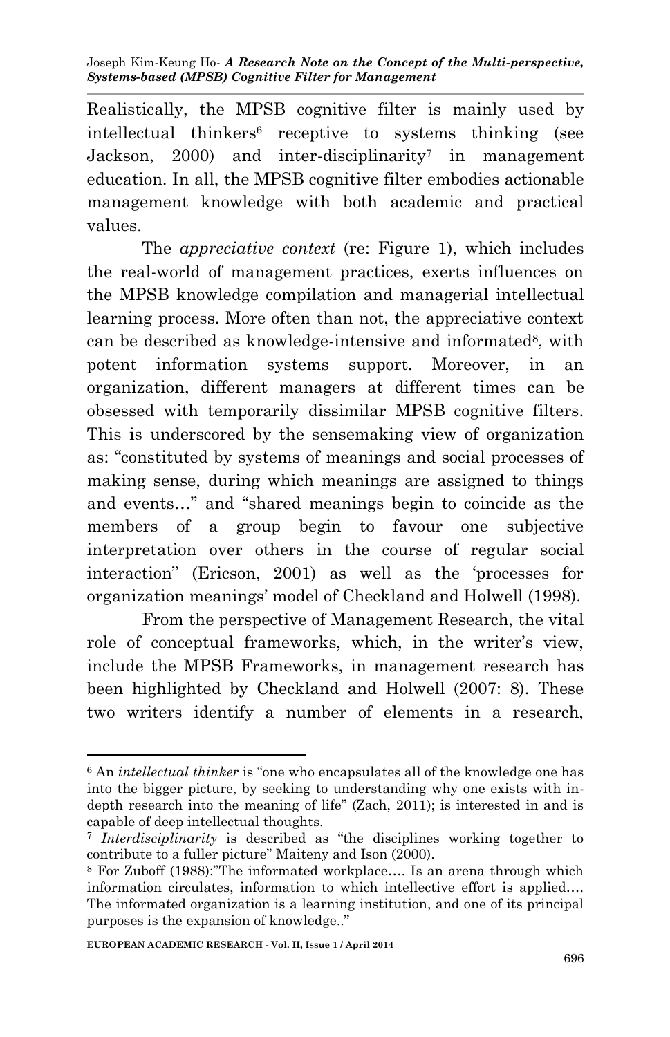Realistically, the MPSB cognitive filter is mainly used by intellectual thinkers[6] receptive to systems thinking (see Jackson, 2000) and inter-disciplinarity[7] in management education. In all, the MPSB cognitive filter embodies actionable management knowledge with both academic and practical values.

The *appreciative context* (re: Figure 1), which includes the real-world of management practices, exerts influences on the MPSB knowledge compilation and managerial intellectual learning process. More often than not, the appreciative context can be described as knowledge-intensive and informated[8], with potent information systems support. Moreover, in an organization, different managers at different times can be obsessed with temporarily dissimilar MPSB cognitive filters. This is underscored by the sensemaking view of organization as: "constituted by systems of meanings and social processes of making sense, during which meanings are assigned to things and events…" and "shared meanings begin to coincide as the members of a group begin to favour one subjective interpretation over others in the course of regular social interaction" (Ericson, 2001) as well as the 'processes for organization meanings' model of Checkland and Holwell (1998).

From the perspective of Management Research, the vital role of conceptual frameworks, which, in the writer's view, include the MPSB Frameworks, in management research has been highlighted by Checkland and Holwell (2007: 8). These two writers identify a number of elements in a research,

---

[6] An *intellectual thinker* is "one who encapsulates all of the knowledge one has into the bigger picture, by seeking to understanding why one exists with in-depth research into the meaning of life" (Zach, 2011); is interested in and is capable of deep intellectual thoughts.

[7] *Interdisciplinarity* is described as "the disciplines working together to contribute to a fuller picture" Maiteny and Ison (2000).

[8] For Zuboff (1988):"The informated workplace…. Is an arena through which information circulates, information to which intellective effort is applied…. The informated organization is a learning institution, and one of its principal purposes is the expansion of knowledge.."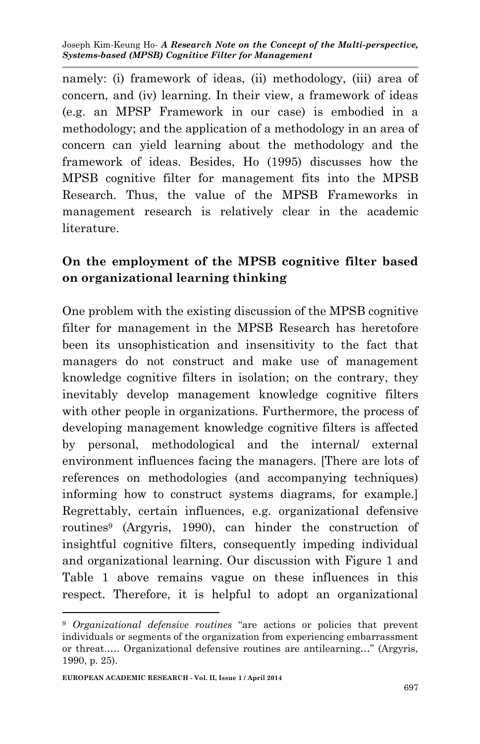namely: (i) framework of ideas, (ii) methodology, (iii) area of concern, and (iv) learning. In their view, a framework of ideas (e.g. an MPSP Framework in our case) is embodied in a methodology; and the application of a methodology in an area of concern can yield learning about the methodology and the framework of ideas. Besides, Ho (1995) discusses how the MPSB cognitive filter for management fits into the MPSB Research. Thus, the value of the MPSB Frameworks in management research is relatively clear in the academic literature.

## On the employment of the MPSB cognitive filter based on organizational learning thinking

One problem with the existing discussion of the MPSB cognitive filter for management in the MPSB Research has heretofore been its unsophistication and insensitivity to the fact that managers do not construct and make use of management knowledge cognitive filters in isolation; on the contrary, they inevitably develop management knowledge cognitive filters with other people in organizations. Furthermore, the process of developing management knowledge cognitive filters is affected by personal, methodological and the internal/ external environment influences facing the managers. [There are lots of references on methodologies (and accompanying techniques) informing how to construct systems diagrams, for example.] Regrettably, certain influences, e.g. organizational defensive routines[9] (Argyris, 1990), can hinder the construction of insightful cognitive filters, consequently impeding individual and organizational learning. Our discussion with Figure 1 and Table 1 above remains vague on these influences in this respect. Therefore, it is helpful to adopt an organizational

---

[9] *Organizational defensive routines* "are actions or policies that prevent individuals or segments of the organization from experiencing embarrassment or threat..... Organizational defensive routines are antilearning…" (Argyris, 1990, p. 25).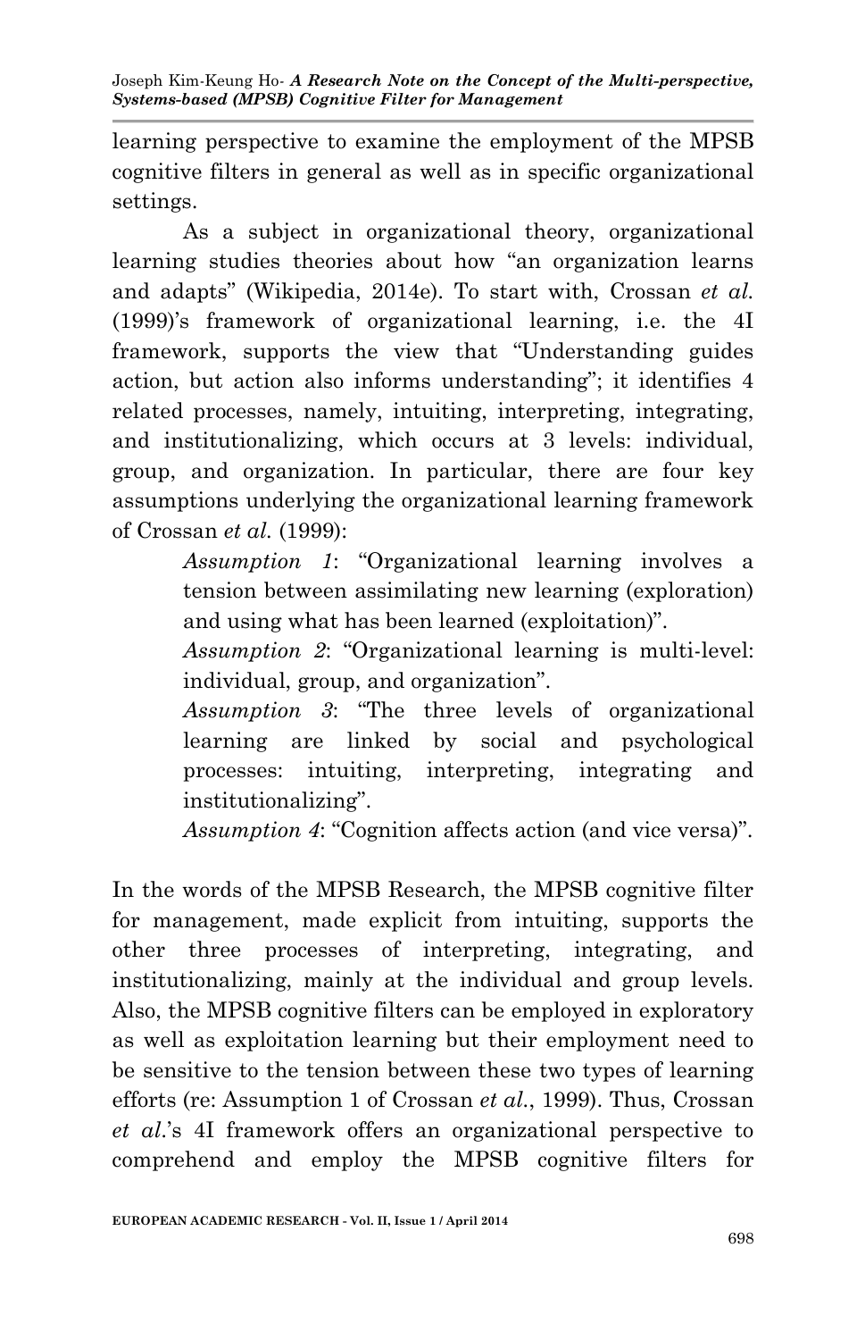learning perspective to examine the employment of the MPSB cognitive filters in general as well as in specific organizational settings.

As a subject in organizational theory, organizational learning studies theories about how "an organization learns and adapts" (Wikipedia, 2014e). To start with, Crossan *et al.* (1999)'s framework of organizational learning, i.e. the 4I framework, supports the view that "Understanding guides action, but action also informs understanding"; it identifies 4 related processes, namely, intuiting, interpreting, integrating, and institutionalizing, which occurs at 3 levels: individual, group, and organization. In particular, there are four key assumptions underlying the organizational learning framework of Crossan *et al.* (1999):

> *Assumption 1*: "Organizational learning involves a tension between assimilating new learning (exploration) and using what has been learned (exploitation)".
>
> *Assumption 2*: "Organizational learning is multi-level: individual, group, and organization".
>
> *Assumption 3*: "The three levels of organizational learning are linked by social and psychological processes: intuiting, interpreting, integrating and institutionalizing".
>
> *Assumption 4*: "Cognition affects action (and vice versa)".

In the words of the MPSB Research, the MPSB cognitive filter for management, made explicit from intuiting, supports the other three processes of interpreting, integrating, and institutionalizing, mainly at the individual and group levels. Also, the MPSB cognitive filters can be employed in exploratory as well as exploitation learning but their employment need to be sensitive to the tension between these two types of learning efforts (re: Assumption 1 of Crossan *et al.*, 1999). Thus, Crossan *et al.*'s 4I framework offers an organizational perspective to comprehend and employ the MPSB cognitive filters for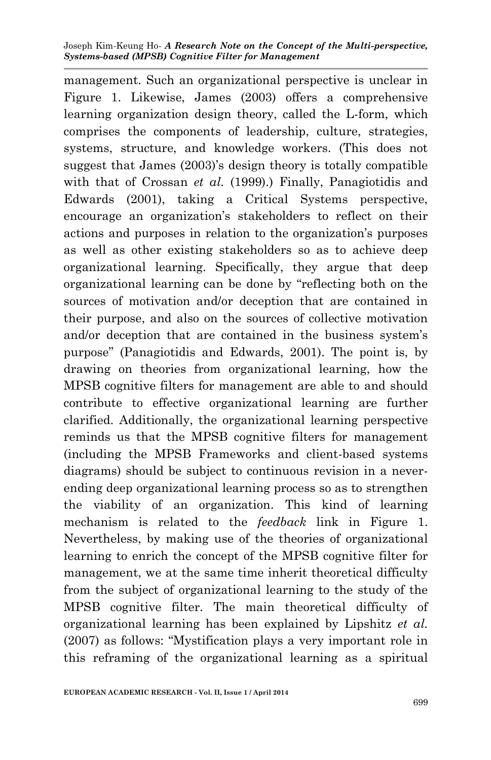management. Such an organizational perspective is unclear in Figure 1. Likewise, James (2003) offers a comprehensive learning organization design theory, called the L-form, which comprises the components of leadership, culture, strategies, systems, structure, and knowledge workers. (This does not suggest that James (2003)'s design theory is totally compatible with that of Crossan *et al.* (1999).) Finally, Panagiotidis and Edwards (2001), taking a Critical Systems perspective, encourage an organization's stakeholders to reflect on their actions and purposes in relation to the organization's purposes as well as other existing stakeholders so as to achieve deep organizational learning. Specifically, they argue that deep organizational learning can be done by "reflecting both on the sources of motivation and/or deception that are contained in their purpose, and also on the sources of collective motivation and/or deception that are contained in the business system's purpose" (Panagiotidis and Edwards, 2001). The point is, by drawing on theories from organizational learning, how the MPSB cognitive filters for management are able to and should contribute to effective organizational learning are further clarified. Additionally, the organizational learning perspective reminds us that the MPSB cognitive filters for management (including the MPSB Frameworks and client-based systems diagrams) should be subject to continuous revision in a never-ending deep organizational learning process so as to strengthen the viability of an organization. This kind of learning mechanism is related to the *feedback* link in Figure 1. Nevertheless, by making use of the theories of organizational learning to enrich the concept of the MPSB cognitive filter for management, we at the same time inherit theoretical difficulty from the subject of organizational learning to the study of the MPSB cognitive filter. The main theoretical difficulty of organizational learning has been explained by Lipshitz *et al.* (2007) as follows: "Mystification plays a very important role in this reframing of the organizational learning as a spiritual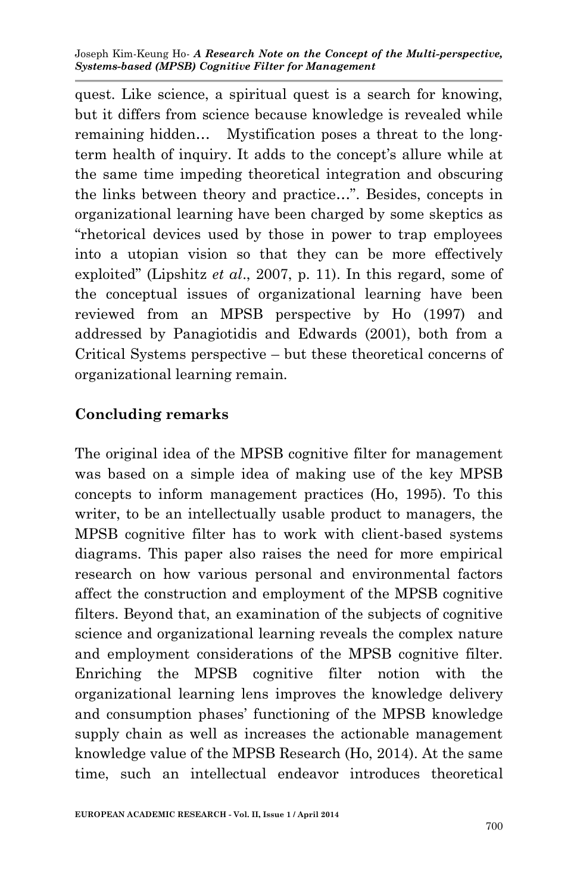quest. Like science, a spiritual quest is a search for knowing, but it differs from science because knowledge is revealed while remaining hidden… Mystification poses a threat to the long-term health of inquiry. It adds to the concept's allure while at the same time impeding theoretical integration and obscuring the links between theory and practice…". Besides, concepts in organizational learning have been charged by some skeptics as "rhetorical devices used by those in power to trap employees into a utopian vision so that they can be more effectively exploited" (Lipshitz *et al*., 2007, p. 11). In this regard, some of the conceptual issues of organizational learning have been reviewed from an MPSB perspective by Ho (1997) and addressed by Panagiotidis and Edwards (2001), both from a Critical Systems perspective – but these theoretical concerns of organizational learning remain.

## Concluding remarks

The original idea of the MPSB cognitive filter for management was based on a simple idea of making use of the key MPSB concepts to inform management practices (Ho, 1995). To this writer, to be an intellectually usable product to managers, the MPSB cognitive filter has to work with client-based systems diagrams. This paper also raises the need for more empirical research on how various personal and environmental factors affect the construction and employment of the MPSB cognitive filters. Beyond that, an examination of the subjects of cognitive science and organizational learning reveals the complex nature and employment considerations of the MPSB cognitive filter. Enriching the MPSB cognitive filter notion with the organizational learning lens improves the knowledge delivery and consumption phases' functioning of the MPSB knowledge supply chain as well as increases the actionable management knowledge value of the MPSB Research (Ho, 2014). At the same time, such an intellectual endeavor introduces theoretical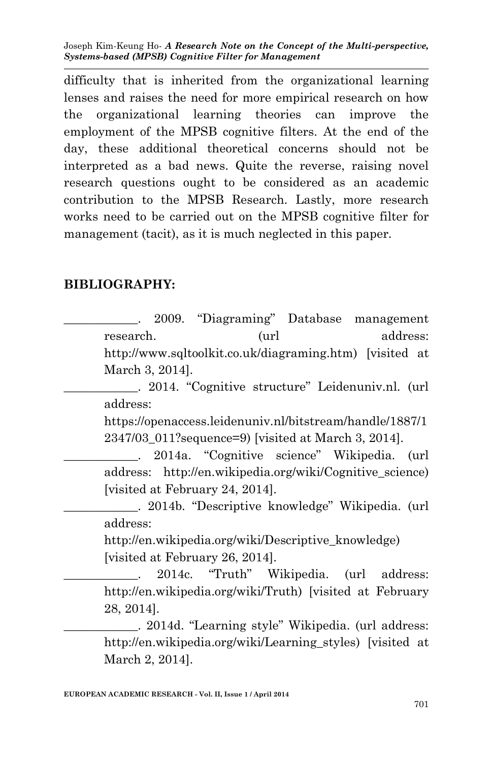difficulty that is inherited from the organizational learning lenses and raises the need for more empirical research on how the organizational learning theories can improve the employment of the MPSB cognitive filters. At the end of the day, these additional theoretical concerns should not be interpreted as a bad news. Quite the reverse, raising novel research questions ought to be considered as an academic contribution to the MPSB Research. Lastly, more research works need to be carried out on the MPSB cognitive filter for management (tacit), as it is much neglected in this paper.

## BIBLIOGRAPHY:

____________. 2009. "Diagraming" Database management research. (url address: http://www.sqltoolkit.co.uk/diagraming.htm) [visited at March 3, 2014].

____________. 2014. "Cognitive structure" Leidenuniv.nl. (url address: https://openaccess.leidenuniv.nl/bitstream/handle/1887/12347/03_011?sequence=9) [visited at March 3, 2014].

____________. 2014a. "Cognitive science" Wikipedia. (url address: http://en.wikipedia.org/wiki/Cognitive_science) [visited at February 24, 2014].

____________. 2014b. "Descriptive knowledge" Wikipedia. (url address: http://en.wikipedia.org/wiki/Descriptive_knowledge) [visited at February 26, 2014].

____________. 2014c. "Truth" Wikipedia. (url address: http://en.wikipedia.org/wiki/Truth) [visited at February 28, 2014].

____________. 2014d. "Learning style" Wikipedia. (url address: http://en.wikipedia.org/wiki/Learning_styles) [visited at March 2, 2014].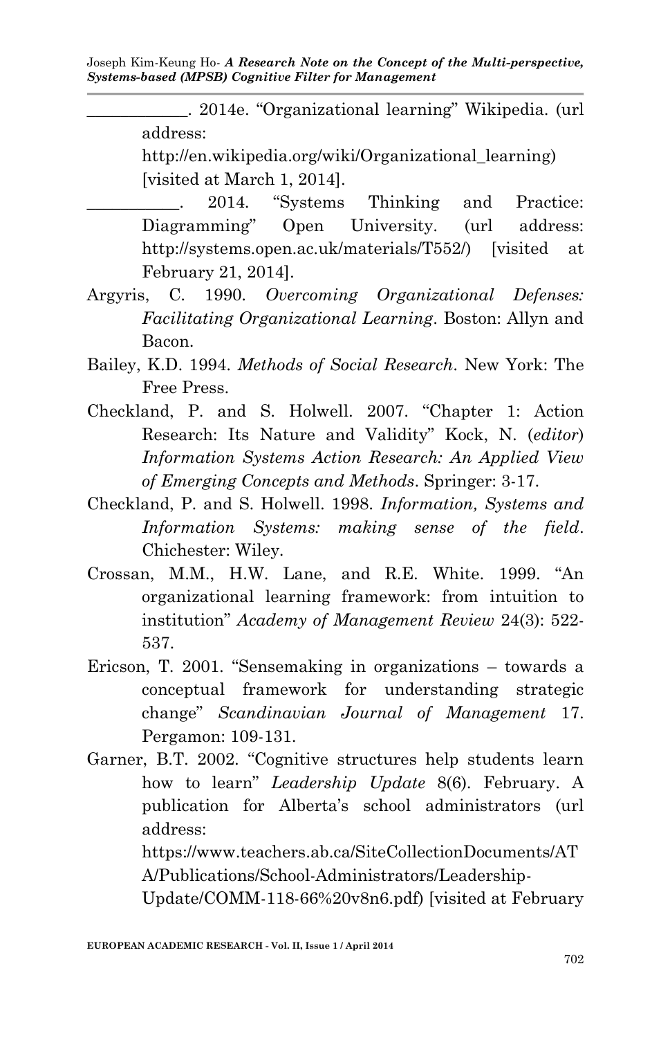____________. 2014e. "Organizational learning" Wikipedia. (url address: http://en.wikipedia.org/wiki/Organizational_learning) [visited at March 1, 2014].

___________. 2014. "Systems Thinking and Practice: Diagramming" Open University. (url address: http://systems.open.ac.uk/materials/T552/) [visited at February 21, 2014].

Argyris, C. 1990. *Overcoming Organizational Defenses: Facilitating Organizational Learning*. Boston: Allyn and Bacon.

Bailey, K.D. 1994. *Methods of Social Research*. New York: The Free Press.

Checkland, P. and S. Holwell. 2007. "Chapter 1: Action Research: Its Nature and Validity" Kock, N. (*editor*) *Information Systems Action Research: An Applied View of Emerging Concepts and Methods*. Springer: 3-17.

Checkland, P. and S. Holwell. 1998. *Information, Systems and Information Systems: making sense of the field*. Chichester: Wiley.

Crossan, M.M., H.W. Lane, and R.E. White. 1999. "An organizational learning framework: from intuition to institution" *Academy of Management Review* 24(3): 522-537.

Ericson, T. 2001. "Sensemaking in organizations – towards a conceptual framework for understanding strategic change" *Scandinavian Journal of Management* 17. Pergamon: 109-131.

Garner, B.T. 2002. "Cognitive structures help students learn how to learn" *Leadership Update* 8(6). February. A publication for Alberta's school administrators (url address: https://www.teachers.ab.ca/SiteCollectionDocuments/ATA/Publications/School-Administrators/Leadership-Update/COMM-118-66%20v8n6.pdf) [visited at February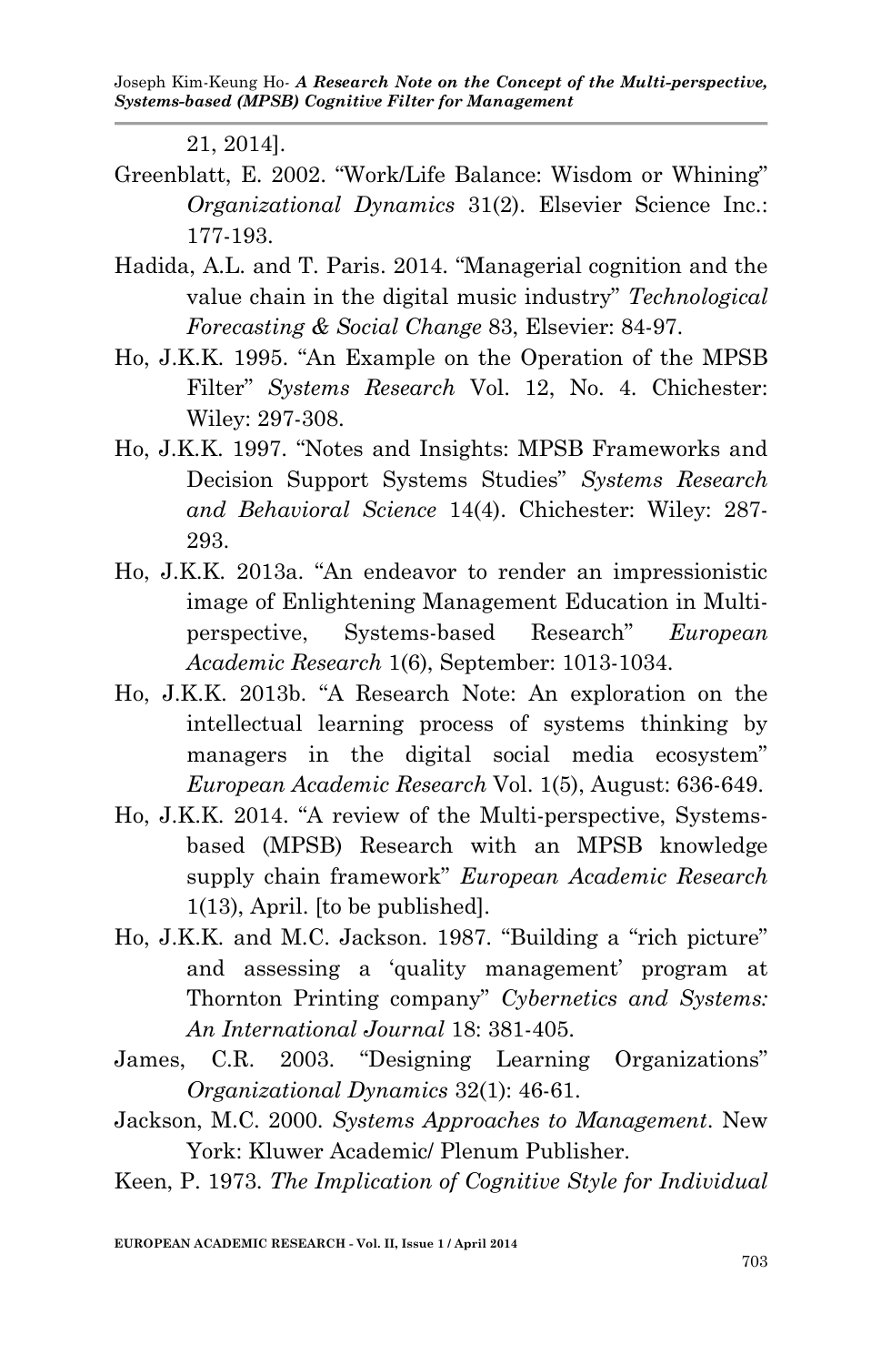21, 2014].

Greenblatt, E. 2002. "Work/Life Balance: Wisdom or Whining" *Organizational Dynamics* 31(2). Elsevier Science Inc.: 177-193.

Hadida, A.L. and T. Paris. 2014. "Managerial cognition and the value chain in the digital music industry" *Technological Forecasting & Social Change* 83, Elsevier: 84-97.

Ho, J.K.K. 1995. "An Example on the Operation of the MPSB Filter" *Systems Research* Vol. 12, No. 4. Chichester: Wiley: 297-308.

Ho, J.K.K. 1997. "Notes and Insights: MPSB Frameworks and Decision Support Systems Studies" *Systems Research and Behavioral Science* 14(4). Chichester: Wiley: 287-293.

Ho, J.K.K. 2013a. "An endeavor to render an impressionistic image of Enlightening Management Education in Multi-perspective, Systems-based Research" *European Academic Research* 1(6), September: 1013-1034.

Ho, J.K.K. 2013b. "A Research Note: An exploration on the intellectual learning process of systems thinking by managers in the digital social media ecosystem" *European Academic Research* Vol. 1(5), August: 636-649.

Ho, J.K.K. 2014. "A review of the Multi-perspective, Systems-based (MPSB) Research with an MPSB knowledge supply chain framework" *European Academic Research* 1(13), April. [to be published].

Ho, J.K.K. and M.C. Jackson. 1987. "Building a "rich picture" and assessing a 'quality management' program at Thornton Printing company" *Cybernetics and Systems: An International Journal* 18: 381-405.

James, C.R. 2003. "Designing Learning Organizations" *Organizational Dynamics* 32(1): 46-61.

Jackson, M.C. 2000. *Systems Approaches to Management*. New York: Kluwer Academic/ Plenum Publisher.

Keen, P. 1973. *The Implication of Cognitive Style for Individual*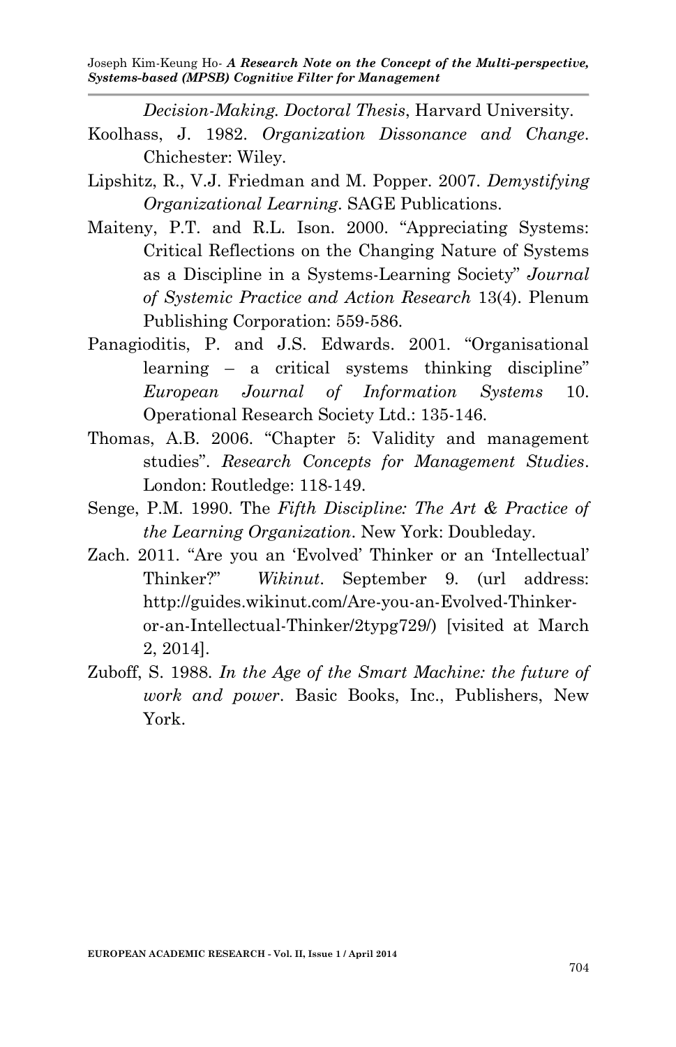*Decision-Making. Doctoral Thesis*, Harvard University.

Koolhass, J. 1982. *Organization Dissonance and Change*. Chichester: Wiley.

Lipshitz, R., V.J. Friedman and M. Popper. 2007. *Demystifying Organizational Learning*. SAGE Publications.

Maiteny, P.T. and R.L. Ison. 2000. "Appreciating Systems: Critical Reflections on the Changing Nature of Systems as a Discipline in a Systems-Learning Society" *Journal of Systemic Practice and Action Research* 13(4). Plenum Publishing Corporation: 559-586.

Panagioditis, P. and J.S. Edwards. 2001. "Organisational learning – a critical systems thinking discipline" *European Journal of Information Systems* 10. Operational Research Society Ltd.: 135-146.

Thomas, A.B. 2006. "Chapter 5: Validity and management studies". *Research Concepts for Management Studies*. London: Routledge: 118-149.

Senge, P.M. 1990. The *Fifth Discipline: The Art & Practice of the Learning Organization*. New York: Doubleday.

Zach. 2011. "Are you an 'Evolved' Thinker or an 'Intellectual' Thinker?" *Wikinut*. September 9. (url address: http://guides.wikinut.com/Are-you-an-Evolved-Thinker-or-an-Intellectual-Thinker/2typg729/) [visited at March 2, 2014].

Zuboff, S. 1988. *In the Age of the Smart Machine: the future of work and power*. Basic Books, Inc., Publishers, New York.